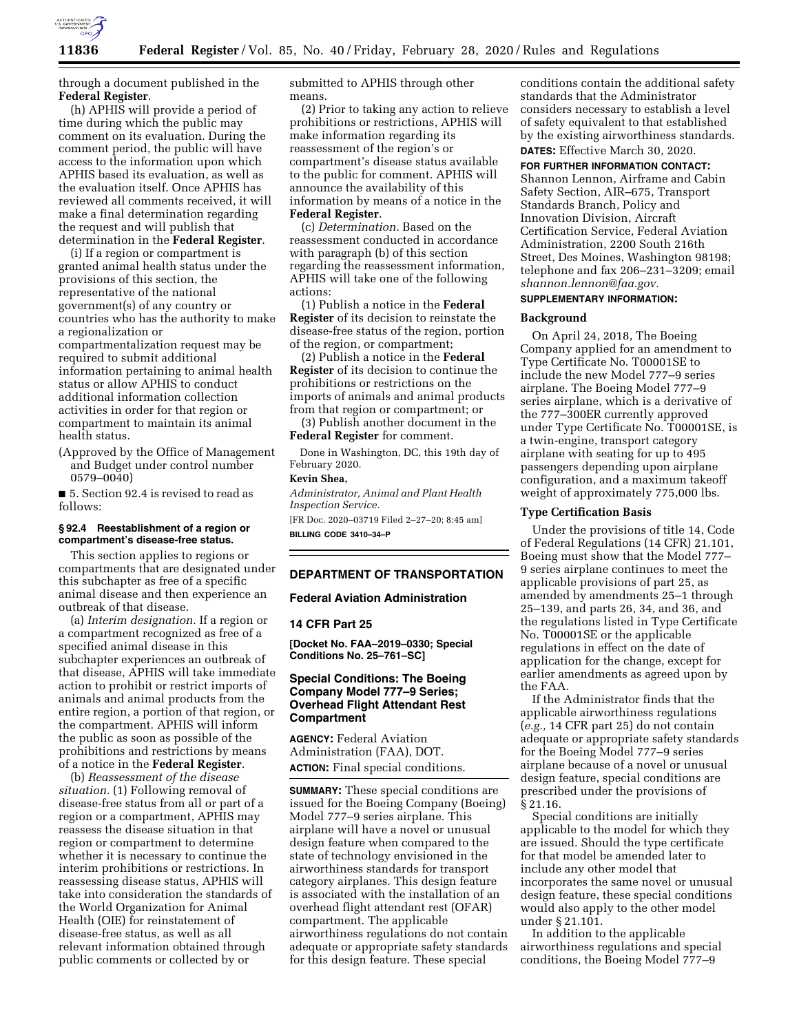through a document published in the **Federal Register**.

(h) APHIS will provide a period of time during which the public may comment on its evaluation. During the comment period, the public will have access to the information upon which APHIS based its evaluation, as well as the evaluation itself. Once APHIS has reviewed all comments received, it will make a final determination regarding the request and will publish that determination in the **Federal Register**.

(i) If a region or compartment is granted animal health status under the provisions of this section, the representative of the national government(s) of any country or countries who has the authority to make a regionalization or compartmentalization request may be required to submit additional information pertaining to animal health status or allow APHIS to conduct additional information collection activities in order for that region or compartment to maintain its animal health status.

(Approved by the Office of Management and Budget under control number 0579–0040)

■ 5. Section 92.4 is revised to read as follows:

**§ 92.4 Reestablishment of a region or compartment's disease-free status.**

This section applies to regions or compartments that are designated under this subchapter as free of a specific animal disease and then experience an outbreak of that disease.

(a) *Interim designation.* If a region or a compartment recognized as free of a specified animal disease in this subchapter experiences an outbreak of that disease, APHIS will take immediate action to prohibit or restrict imports of animals and animal products from the entire region, a portion of that region, or the compartment. APHIS will inform the public as soon as possible of the prohibitions and restrictions by means of a notice in the **Federal Register**.

(b) *Reassessment of the disease situation.* (1) Following removal of disease-free status from all or part of a region or a compartment, APHIS may reassess the disease situation in that region or compartment to determine whether it is necessary to continue the interim prohibitions or restrictions. In reassessing disease status, APHIS will take into consideration the standards of the World Organization for Animal Health (OIE) for reinstatement of disease-free status, as well as all relevant information obtained through public comments or collected by or submitted to APHIS through other means.

(2) Prior to taking any action to relieve prohibitions or restrictions, APHIS will make information regarding its reassessment of the region's or compartment's disease status available to the public for comment. APHIS will announce the availability of this information by means of a notice in the **Federal Register**.

(c) *Determination.* Based on the reassessment conducted in accordance with paragraph (b) of this section regarding the reassessment information, APHIS will take one of the following actions:

(1) Publish a notice in the **Federal Register** of its decision to reinstate the disease-free status of the region, portion of the region, or compartment;

(2) Publish a notice in the **Federal Register** of its decision to continue the prohibitions or restrictions on the imports of animals and animal products from that region or compartment; or

(3) Publish another document in the **Federal Register** for comment.

Done in Washington, DC, this 19th day of February 2020.

**Kevin Shea,**

*Administrator, Animal and Plant Health Inspection Service.*

[FR Doc. 2020–03719 Filed 2–27–20; 8:45 am]

**BILLING CODE 3410–34–P**

## DEPARTMENT OF TRANSPORTATION

### Federal Aviation Administration

### 14 CFR Part 25

**[Docket No. FAA–2019–0330; Special Conditions No. 25–761–SC]**

### Special Conditions: The Boeing Company Model 777–9 Series; Overhead Flight Attendant Rest Compartment

**AGENCY:** Federal Aviation Administration (FAA), DOT.

**ACTION:** Final special conditions.

**SUMMARY:** These special conditions are issued for the Boeing Company (Boeing) Model 777–9 series airplane. This airplane will have a novel or unusual design feature when compared to the state of technology envisioned in the airworthiness standards for transport category airplanes. This design feature is associated with the installation of an overhead flight attendant rest (OFAR) compartment. The applicable airworthiness regulations do not contain adequate or appropriate safety standards for this design feature. These special conditions contain the additional safety standards that the Administrator considers necessary to establish a level of safety equivalent to that established by the existing airworthiness standards.

**DATES:** Effective March 30, 2020.

**FOR FURTHER INFORMATION CONTACT:** Shannon Lennon, Airframe and Cabin Safety Section, AIR–675, Transport Standards Branch, Policy and Innovation Division, Aircraft Certification Service, Federal Aviation Administration, 2200 South 216th Street, Des Moines, Washington 98198; telephone and fax 206–231–3209; email *shannon.lennon@faa.gov.*

**SUPPLEMENTARY INFORMATION:**

#### Background

On April 24, 2018, The Boeing Company applied for an amendment to Type Certificate No. T00001SE to include the new Model 777–9 series airplane. The Boeing Model 777–9 series airplane, which is a derivative of the 777–300ER currently approved under Type Certificate No. T00001SE, is a twin-engine, transport category airplane with seating for up to 495 passengers depending upon airplane configuration, and a maximum takeoff weight of approximately 775,000 lbs.

#### Type Certification Basis

Under the provisions of title 14, Code of Federal Regulations (14 CFR) 21.101, Boeing must show that the Model 777–9 series airplane continues to meet the applicable provisions of part 25, as amended by amendments 25–1 through 25–139, and parts 26, 34, and 36, and the regulations listed in Type Certificate No. T00001SE or the applicable regulations in effect on the date of application for the change, except for earlier amendments as agreed upon by the FAA.

If the Administrator finds that the applicable airworthiness regulations (*e.g.,* 14 CFR part 25) do not contain adequate or appropriate safety standards for the Boeing Model 777–9 series airplane because of a novel or unusual design feature, special conditions are prescribed under the provisions of § 21.16.

Special conditions are initially applicable to the model for which they are issued. Should the type certificate for that model be amended later to include any other model that incorporates the same novel or unusual design feature, these special conditions would also apply to the other model under § 21.101.

In addition to the applicable airworthiness regulations and special conditions, the Boeing Model 777–9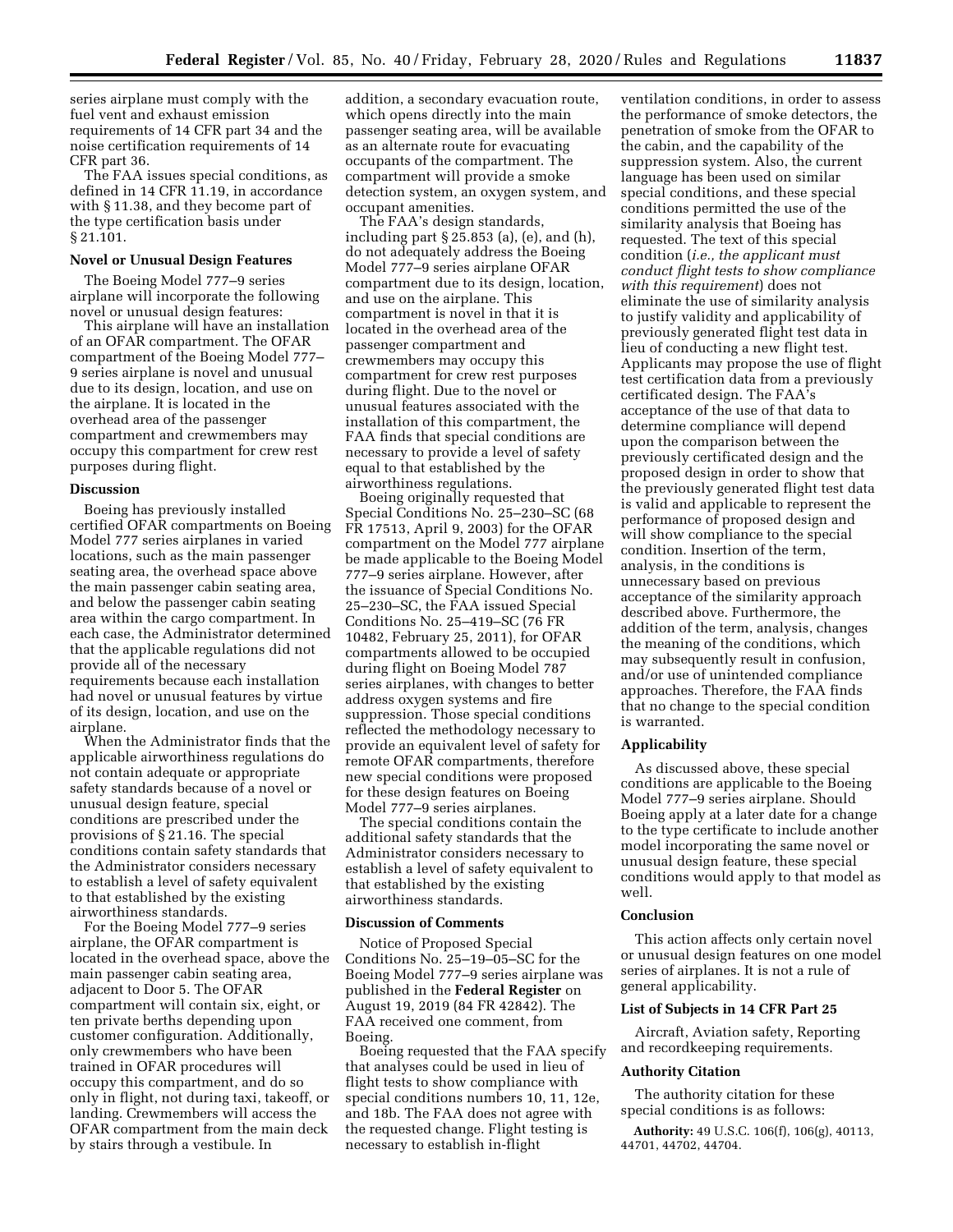series airplane must comply with the fuel vent and exhaust emission requirements of 14 CFR part 34 and the noise certification requirements of 14 CFR part 36.

The FAA issues special conditions, as defined in 14 CFR 11.19, in accordance with § 11.38, and they become part of the type certification basis under § 21.101.

### Novel or Unusual Design Features

The Boeing Model 777–9 series airplane will incorporate the following novel or unusual design features:

This airplane will have an installation of an OFAR compartment. The OFAR compartment of the Boeing Model 777–9 series airplane is novel and unusual due to its design, location, and use on the airplane. It is located in the overhead area of the passenger compartment and crewmembers may occupy this compartment for crew rest purposes during flight.

### Discussion

Boeing has previously installed certified OFAR compartments on Boeing Model 777 series airplanes in varied locations, such as the main passenger seating area, the overhead space above the main passenger cabin seating area, and below the passenger cabin seating area within the cargo compartment. In each case, the Administrator determined that the applicable regulations did not provide all of the necessary requirements because each installation had novel or unusual features by virtue of its design, location, and use on the airplane.

When the Administrator finds that the applicable airworthiness regulations do not contain adequate or appropriate safety standards because of a novel or unusual design feature, special conditions are prescribed under the provisions of § 21.16. The special conditions contain safety standards that the Administrator considers necessary to establish a level of safety equivalent to that established by the existing airworthiness standards.

For the Boeing Model 777–9 series airplane, the OFAR compartment is located in the overhead space, above the main passenger cabin seating area, adjacent to Door 5. The OFAR compartment will contain six, eight, or ten private berths depending upon customer configuration. Additionally, only crewmembers who have been trained in OFAR procedures will occupy this compartment, and do so only in flight, not during taxi, takeoff, or landing. Crewmembers will access the OFAR compartment from the main deck by stairs through a vestibule. In addition, a secondary evacuation route, which opens directly into the main passenger seating area, will be available as an alternate route for evacuating occupants of the compartment. The compartment will provide a smoke detection system, an oxygen system, and occupant amenities.

The FAA's design standards, including part § 25.853 (a), (e), and (h), do not adequately address the Boeing Model 777–9 series airplane OFAR compartment due to its design, location, and use on the airplane. This compartment is novel in that it is located in the overhead area of the passenger compartment and crewmembers may occupy this compartment for crew rest purposes during flight. Due to the novel or unusual features associated with the installation of this compartment, the FAA finds that special conditions are necessary to provide a level of safety equal to that established by the airworthiness regulations.

Boeing originally requested that Special Conditions No. 25–230–SC (68 FR 17513, April 9, 2003) for the OFAR compartment on the Model 777 airplane be made applicable to the Boeing Model 777–9 series airplane. However, after the issuance of Special Conditions No. 25–230–SC, the FAA issued Special Conditions No. 25–419–SC (76 FR 10482, February 25, 2011), for OFAR compartments allowed to be occupied during flight on Boeing Model 787 series airplanes, with changes to better address oxygen systems and fire suppression. Those special conditions reflected the methodology necessary to provide an equivalent level of safety for remote OFAR compartments, therefore new special conditions were proposed for these design features on Boeing Model 777–9 series airplanes.

The special conditions contain the additional safety standards that the Administrator considers necessary to establish a level of safety equivalent to that established by the existing airworthiness standards.

### Discussion of Comments

Notice of Proposed Special Conditions No. 25–19–05–SC for the Boeing Model 777–9 series airplane was published in the **Federal Register** on August 19, 2019 (84 FR 42842). The FAA received one comment, from Boeing.

Boeing requested that the FAA specify that analyses could be used in lieu of flight tests to show compliance with special conditions numbers 10, 11, 12e, and 18b. The FAA does not agree with the requested change. Flight testing is necessary to establish in-flight ventilation conditions, in order to assess the performance of smoke detectors, the penetration of smoke from the OFAR to the cabin, and the capability of the suppression system. Also, the current language has been used on similar special conditions, and these special conditions permitted the use of the similarity analysis that Boeing has requested. The text of this special condition (*i.e., the applicant must conduct flight tests to show compliance with this requirement*) does not eliminate the use of similarity analysis to justify validity and applicability of previously generated flight test data in lieu of conducting a new flight test. Applicants may propose the use of flight test certification data from a previously certificated design. The FAA's acceptance of the use of that data to determine compliance will depend upon the comparison between the previously certificated design and the proposed design in order to show that the previously generated flight test data is valid and applicable to represent the performance of proposed design and will show compliance to the special condition. Insertion of the term, analysis, in the conditions is unnecessary based on previous acceptance of the similarity approach described above. Furthermore, the addition of the term, analysis, changes the meaning of the conditions, which may subsequently result in confusion, and/or use of unintended compliance approaches. Therefore, the FAA finds that no change to the special condition is warranted.

### Applicability

As discussed above, these special conditions are applicable to the Boeing Model 777–9 series airplane. Should Boeing apply at a later date for a change to the type certificate to include another model incorporating the same novel or unusual design feature, these special conditions would apply to that model as well.

### Conclusion

This action affects only certain novel or unusual design features on one model series of airplanes. It is not a rule of general applicability.

### List of Subjects in 14 CFR Part 25

Aircraft, Aviation safety, Reporting and recordkeeping requirements.

### Authority Citation

The authority citation for these special conditions is as follows:

**Authority:** 49 U.S.C. 106(f), 106(g), 40113, 44701, 44702, 44704.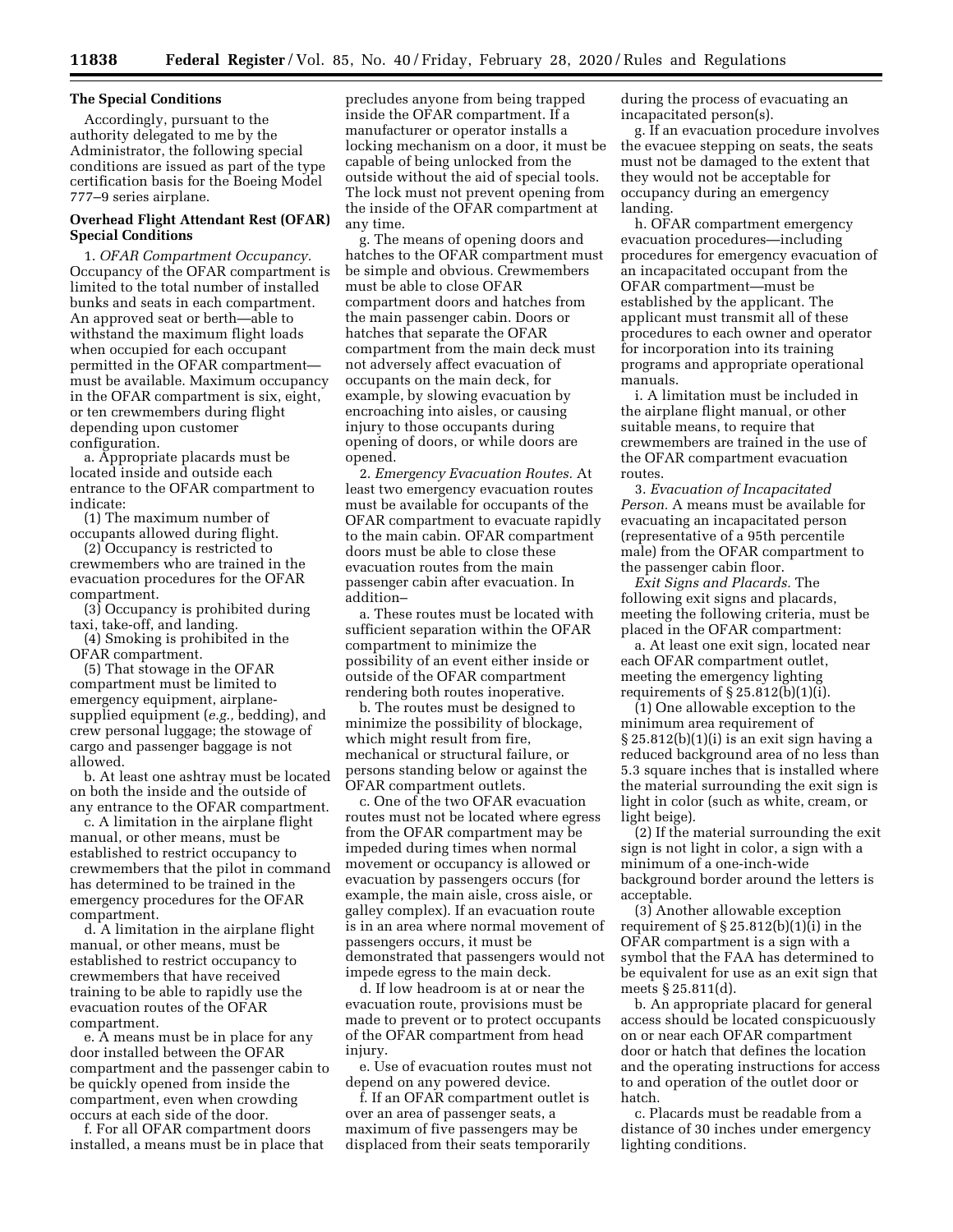## The Special Conditions

Accordingly, pursuant to the authority delegated to me by the Administrator, the following special conditions are issued as part of the type certification basis for the Boeing Model 777–9 series airplane.

### Overhead Flight Attendant Rest (OFAR) Special Conditions

1. *OFAR Compartment Occupancy.* Occupancy of the OFAR compartment is limited to the total number of installed bunks and seats in each compartment. An approved seat or berth—able to withstand the maximum flight loads when occupied for each occupant permitted in the OFAR compartment—must be available. Maximum occupancy in the OFAR compartment is six, eight, or ten crewmembers during flight depending upon customer configuration.

a. Appropriate placards must be located inside and outside each entrance to the OFAR compartment to indicate:

(1) The maximum number of occupants allowed during flight.

(2) Occupancy is restricted to crewmembers who are trained in the evacuation procedures for the OFAR compartment.

(3) Occupancy is prohibited during taxi, take-off, and landing.

(4) Smoking is prohibited in the OFAR compartment.

(5) That stowage in the OFAR compartment must be limited to emergency equipment, airplane-supplied equipment (*e.g.,* bedding), and crew personal luggage; the stowage of cargo and passenger baggage is not allowed.

b. At least one ashtray must be located on both the inside and the outside of any entrance to the OFAR compartment.

c. A limitation in the airplane flight manual, or other means, must be established to restrict occupancy to crewmembers that the pilot in command has determined to be trained in the emergency procedures for the OFAR compartment.

d. A limitation in the airplane flight manual, or other means, must be established to restrict occupancy to crewmembers that have received training to be able to rapidly use the evacuation routes of the OFAR compartment.

e. A means must be in place for any door installed between the OFAR compartment and the passenger cabin to be quickly opened from inside the compartment, even when crowding occurs at each side of the door.

f. For all OFAR compartment doors installed, a means must be in place that precludes anyone from being trapped inside the OFAR compartment. If a manufacturer or operator installs a locking mechanism on a door, it must be capable of being unlocked from the outside without the aid of special tools. The lock must not prevent opening from the inside of the OFAR compartment at any time.

g. The means of opening doors and hatches to the OFAR compartment must be simple and obvious. Crewmembers must be able to close OFAR compartment doors and hatches from the main passenger cabin. Doors or hatches that separate the OFAR compartment from the main deck must not adversely affect evacuation of occupants on the main deck, for example, by slowing evacuation by encroaching into aisles, or causing injury to those occupants during opening of doors, or while doors are opened.

2. *Emergency Evacuation Routes.* At least two emergency evacuation routes must be available for occupants of the OFAR compartment to evacuate rapidly to the main cabin. OFAR compartment doors must be able to close these evacuation routes from the main passenger cabin after evacuation. In addition–

a. These routes must be located with sufficient separation within the OFAR compartment to minimize the possibility of an event either inside or outside of the OFAR compartment rendering both routes inoperative.

b. The routes must be designed to minimize the possibility of blockage, which might result from fire, mechanical or structural failure, or persons standing below or against the OFAR compartment outlets.

c. One of the two OFAR evacuation routes must not be located where egress from the OFAR compartment may be impeded during times when normal movement or occupancy is allowed or evacuation by passengers occurs (for example, the main aisle, cross aisle, or galley complex). If an evacuation route is in an area where normal movement of passengers occurs, it must be demonstrated that passengers would not impede egress to the main deck.

d. If low headroom is at or near the evacuation route, provisions must be made to prevent or to protect occupants of the OFAR compartment from head injury.

e. Use of evacuation routes must not depend on any powered device.

f. If an OFAR compartment outlet is over an area of passenger seats, a maximum of five passengers may be displaced from their seats temporarily during the process of evacuating an incapacitated person(s).

g. If an evacuation procedure involves the evacuee stepping on seats, the seats must not be damaged to the extent that they would not be acceptable for occupancy during an emergency landing.

h. OFAR compartment emergency evacuation procedures—including procedures for emergency evacuation of an incapacitated occupant from the OFAR compartment—must be established by the applicant. The applicant must transmit all of these procedures to each owner and operator for incorporation into its training programs and appropriate operational manuals.

i. A limitation must be included in the airplane flight manual, or other suitable means, to require that crewmembers are trained in the use of the OFAR compartment evacuation routes.

3. *Evacuation of Incapacitated Person.* A means must be available for evacuating an incapacitated person (representative of a 95th percentile male) from the OFAR compartment to the passenger cabin floor.

*Exit Signs and Placards.* The following exit signs and placards, meeting the following criteria, must be placed in the OFAR compartment:

a. At least one exit sign, located near each OFAR compartment outlet, meeting the emergency lighting requirements of § 25.812(b)(1)(i).

(1) One allowable exception to the minimum area requirement of § 25.812(b)(1)(i) is an exit sign having a reduced background area of no less than 5.3 square inches that is installed where the material surrounding the exit sign is light in color (such as white, cream, or light beige).

(2) If the material surrounding the exit sign is not light in color, a sign with a minimum of a one-inch-wide background border around the letters is acceptable.

(3) Another allowable exception requirement of § 25.812(b)(1)(i) in the OFAR compartment is a sign with a symbol that the FAA has determined to be equivalent for use as an exit sign that meets § 25.811(d).

b. An appropriate placard for general access should be located conspicuously on or near each OFAR compartment door or hatch that defines the location and the operating instructions for access to and operation of the outlet door or hatch.

c. Placards must be readable from a distance of 30 inches under emergency lighting conditions.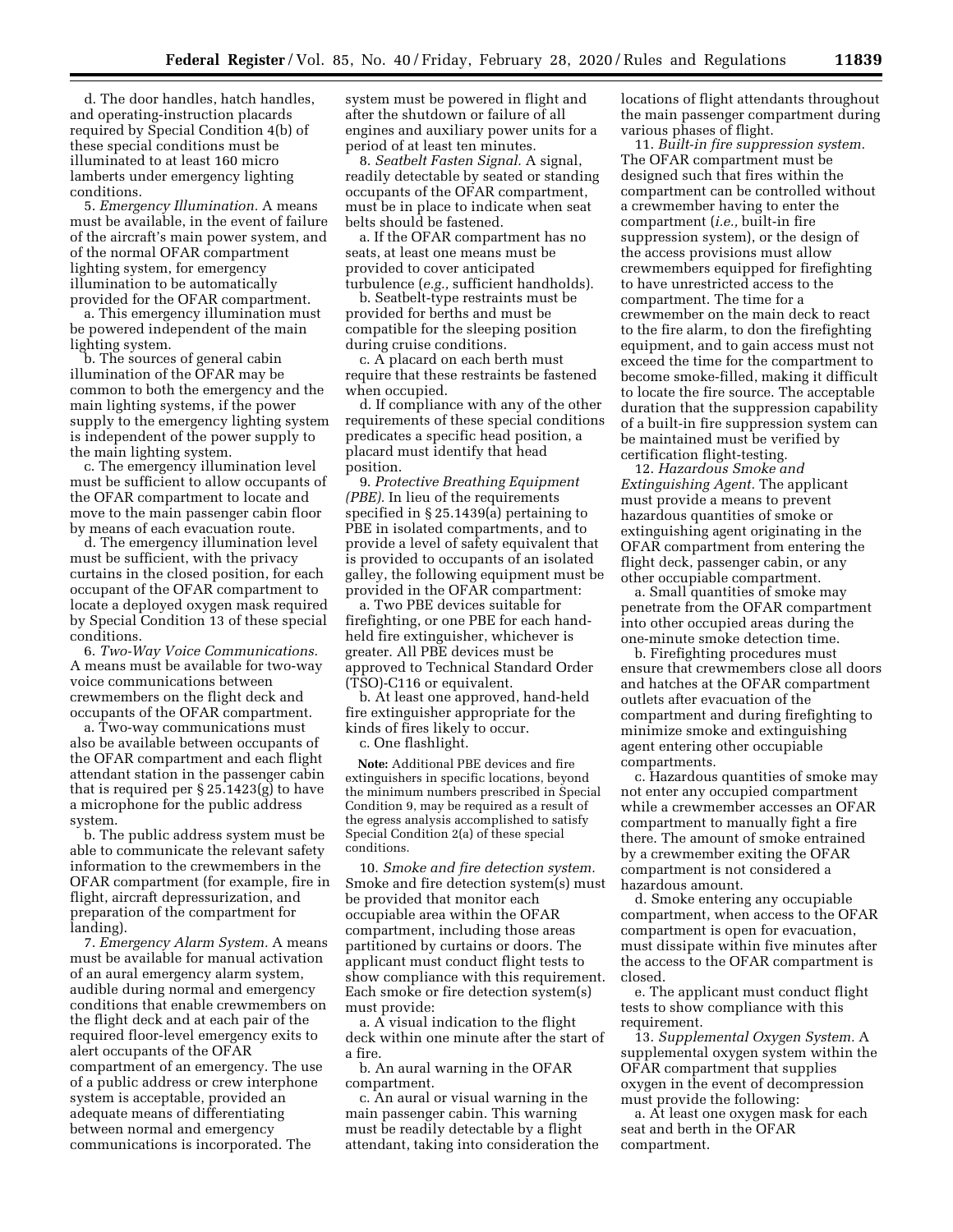d. The door handles, hatch handles, and operating-instruction placards required by Special Condition 4(b) of these special conditions must be illuminated to at least 160 micro lamberts under emergency lighting conditions.

5. *Emergency Illumination.* A means must be available, in the event of failure of the aircraft's main power system, and of the normal OFAR compartment lighting system, for emergency illumination to be automatically provided for the OFAR compartment.

a. This emergency illumination must be powered independent of the main lighting system.

b. The sources of general cabin illumination of the OFAR may be common to both the emergency and the main lighting systems, if the power supply to the emergency lighting system is independent of the power supply to the main lighting system.

c. The emergency illumination level must be sufficient to allow occupants of the OFAR compartment to locate and move to the main passenger cabin floor by means of each evacuation route.

d. The emergency illumination level must be sufficient, with the privacy curtains in the closed position, for each occupant of the OFAR compartment to locate a deployed oxygen mask required by Special Condition 13 of these special conditions.

6. *Two-Way Voice Communications.* A means must be available for two-way voice communications between crewmembers on the flight deck and occupants of the OFAR compartment.

a. Two-way communications must also be available between occupants of the OFAR compartment and each flight attendant station in the passenger cabin that is required per § 25.1423(g) to have a microphone for the public address system.

b. The public address system must be able to communicate the relevant safety information to the crewmembers in the OFAR compartment (for example, fire in flight, aircraft depressurization, and preparation of the compartment for landing).

7. *Emergency Alarm System.* A means must be available for manual activation of an aural emergency alarm system, audible during normal and emergency conditions that enable crewmembers on the flight deck and at each pair of the required floor-level emergency exits to alert occupants of the OFAR compartment of an emergency. The use of a public address or crew interphone system is acceptable, provided an adequate means of differentiating between normal and emergency communications is incorporated. The system must be powered in flight and after the shutdown or failure of all engines and auxiliary power units for a period of at least ten minutes.

8. *Seatbelt Fasten Signal.* A signal, readily detectable by seated or standing occupants of the OFAR compartment, must be in place to indicate when seat belts should be fastened.

a. If the OFAR compartment has no seats, at least one means must be provided to cover anticipated turbulence (*e.g.,* sufficient handholds).

b. Seatbelt-type restraints must be provided for berths and must be compatible for the sleeping position during cruise conditions.

c. A placard on each berth must require that these restraints be fastened when occupied.

d. If compliance with any of the other requirements of these special conditions predicates a specific head position, a placard must identify that head position.

9. *Protective Breathing Equipment (PBE).* In lieu of the requirements specified in § 25.1439(a) pertaining to PBE in isolated compartments, and to provide a level of safety equivalent that is provided to occupants of an isolated galley, the following equipment must be provided in the OFAR compartment:

a. Two PBE devices suitable for firefighting, or one PBE for each hand-held fire extinguisher, whichever is greater. All PBE devices must be approved to Technical Standard Order (TSO)-C116 or equivalent.

b. At least one approved, hand-held fire extinguisher appropriate for the kinds of fires likely to occur.

c. One flashlight.

**Note:** Additional PBE devices and fire extinguishers in specific locations, beyond the minimum numbers prescribed in Special Condition 9, may be required as a result of the egress analysis accomplished to satisfy Special Condition 2(a) of these special conditions.

10. *Smoke and fire detection system.* Smoke and fire detection system(s) must be provided that monitor each occupiable area within the OFAR compartment, including those areas partitioned by curtains or doors. The applicant must conduct flight tests to show compliance with this requirement. Each smoke or fire detection system(s) must provide:

a. A visual indication to the flight deck within one minute after the start of a fire.

b. An aural warning in the OFAR compartment.

c. An aural or visual warning in the main passenger cabin. This warning must be readily detectable by a flight attendant, taking into consideration the locations of flight attendants throughout the main passenger compartment during various phases of flight.

11. *Built-in fire suppression system.* The OFAR compartment must be designed such that fires within the compartment can be controlled without a crewmember having to enter the compartment (*i.e.,* built-in fire suppression system), or the design of the access provisions must allow crewmembers equipped for firefighting to have unrestricted access to the compartment. The time for a crewmember on the main deck to react to the fire alarm, to don the firefighting equipment, and to gain access must not exceed the time for the compartment to become smoke-filled, making it difficult to locate the fire source. The acceptable duration that the suppression capability of a built-in fire suppression system can be maintained must be verified by certification flight-testing.

12. *Hazardous Smoke and Extinguishing Agent.* The applicant must provide a means to prevent hazardous quantities of smoke or extinguishing agent originating in the OFAR compartment from entering the flight deck, passenger cabin, or any other occupiable compartment.

a. Small quantities of smoke may penetrate from the OFAR compartment into other occupied areas during the one-minute smoke detection time.

b. Firefighting procedures must ensure that crewmembers close all doors and hatches at the OFAR compartment outlets after evacuation of the compartment and during firefighting to minimize smoke and extinguishing agent entering other occupiable compartments.

c. Hazardous quantities of smoke may not enter any occupied compartment while a crewmember accesses an OFAR compartment to manually fight a fire there. The amount of smoke entrained by a crewmember exiting the OFAR compartment is not considered a hazardous amount.

d. Smoke entering any occupiable compartment, when access to the OFAR compartment is open for evacuation, must dissipate within five minutes after the access to the OFAR compartment is closed.

e. The applicant must conduct flight tests to show compliance with this requirement.

13. *Supplemental Oxygen System.* A supplemental oxygen system within the OFAR compartment that supplies oxygen in the event of decompression must provide the following:

a. At least one oxygen mask for each seat and berth in the OFAR compartment.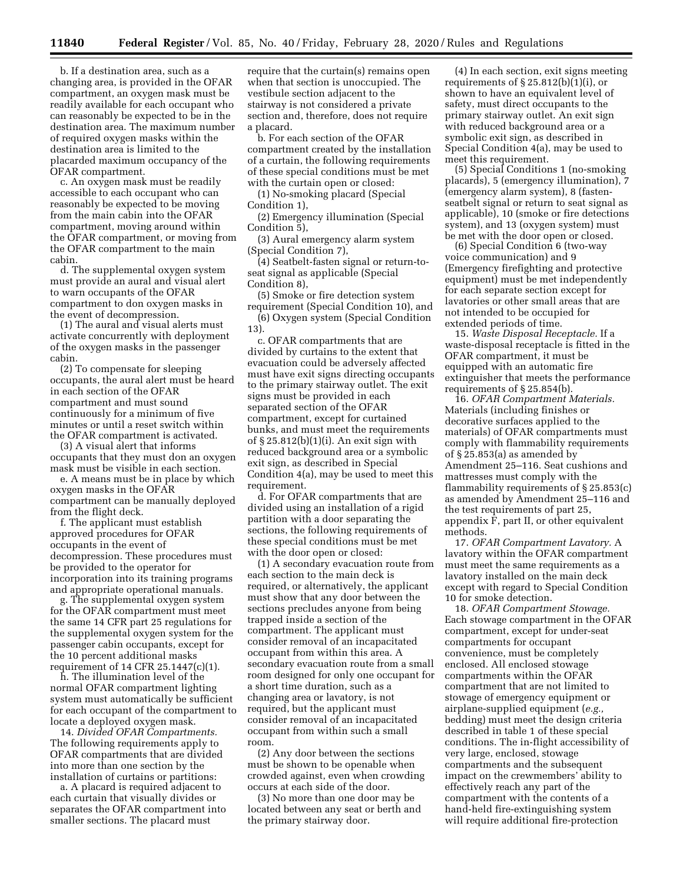b. If a destination area, such as a changing area, is provided in the OFAR compartment, an oxygen mask must be readily available for each occupant who can reasonably be expected to be in the destination area. The maximum number of required oxygen masks within the destination area is limited to the placarded maximum occupancy of the OFAR compartment.

c. An oxygen mask must be readily accessible to each occupant who can reasonably be expected to be moving from the main cabin into the OFAR compartment, moving around within the OFAR compartment, or moving from the OFAR compartment to the main cabin.

d. The supplemental oxygen system must provide an aural and visual alert to warn occupants of the OFAR compartment to don oxygen masks in the event of decompression.

(1) The aural and visual alerts must activate concurrently with deployment of the oxygen masks in the passenger cabin.

(2) To compensate for sleeping occupants, the aural alert must be heard in each section of the OFAR compartment and must sound continuously for a minimum of five minutes or until a reset switch within the OFAR compartment is activated.

(3) A visual alert that informs occupants that they must don an oxygen mask must be visible in each section.

e. A means must be in place by which oxygen masks in the OFAR compartment can be manually deployed from the flight deck.

f. The applicant must establish approved procedures for OFAR occupants in the event of decompression. These procedures must be provided to the operator for incorporation into its training programs and appropriate operational manuals.

g. The supplemental oxygen system for the OFAR compartment must meet the same 14 CFR part 25 regulations for the supplemental oxygen system for the passenger cabin occupants, except for the 10 percent additional masks requirement of 14 CFR 25.1447(c)(1).

h. The illumination level of the normal OFAR compartment lighting system must automatically be sufficient for each occupant of the compartment to locate a deployed oxygen mask.

14. *Divided OFAR Compartments.* The following requirements apply to OFAR compartments that are divided into more than one section by the installation of curtains or partitions:

a. A placard is required adjacent to each curtain that visually divides or separates the OFAR compartment into smaller sections. The placard must require that the curtain(s) remains open when that section is unoccupied. The vestibule section adjacent to the stairway is not considered a private section and, therefore, does not require a placard.

b. For each section of the OFAR compartment created by the installation of a curtain, the following requirements of these special conditions must be met with the curtain open or closed:

(1) No-smoking placard (Special Condition 1),

(2) Emergency illumination (Special Condition 5),

(3) Aural emergency alarm system (Special Condition 7),

(4) Seatbelt-fasten signal or return-to-seat signal as applicable (Special Condition 8),

(5) Smoke or fire detection system requirement (Special Condition 10), and

(6) Oxygen system (Special Condition 13).

c. OFAR compartments that are divided by curtains to the extent that evacuation could be adversely affected must have exit signs directing occupants to the primary stairway outlet. The exit signs must be provided in each separated section of the OFAR compartment, except for curtained bunks, and must meet the requirements of § 25.812(b)(1)(i). An exit sign with reduced background area or a symbolic exit sign, as described in Special Condition 4(a), may be used to meet this requirement.

d. For OFAR compartments that are divided using an installation of a rigid partition with a door separating the sections, the following requirements of these special conditions must be met with the door open or closed:

(1) A secondary evacuation route from each section to the main deck is required, or alternatively, the applicant must show that any door between the sections precludes anyone from being trapped inside a section of the compartment. The applicant must consider removal of an incapacitated occupant from within this area. A secondary evacuation route from a small room designed for only one occupant for a short time duration, such as a changing area or lavatory, is not required, but the applicant must consider removal of an incapacitated occupant from within such a small room.

(2) Any door between the sections must be shown to be openable when crowded against, even when crowding occurs at each side of the door.

(3) No more than one door may be located between any seat or berth and the primary stairway door.

(4) In each section, exit signs meeting requirements of § 25.812(b)(1)(i), or shown to have an equivalent level of safety, must direct occupants to the primary stairway outlet. An exit sign with reduced background area or a symbolic exit sign, as described in Special Condition 4(a), may be used to meet this requirement.

(5) Special Conditions 1 (no-smoking placards), 5 (emergency illumination), 7 (emergency alarm system), 8 (fasten-seatbelt signal or return to seat signal as applicable), 10 (smoke or fire detections system), and 13 (oxygen system) must be met with the door open or closed.

(6) Special Condition 6 (two-way voice communication) and 9 (Emergency firefighting and protective equipment) must be met independently for each separate section except for lavatories or other small areas that are not intended to be occupied for extended periods of time.

15. *Waste Disposal Receptacle.* If a waste-disposal receptacle is fitted in the OFAR compartment, it must be equipped with an automatic fire extinguisher that meets the performance requirements of § 25.854(b).

16. *OFAR Compartment Materials.* Materials (including finishes or decorative surfaces applied to the materials) of OFAR compartments must comply with flammability requirements of § 25.853(a) as amended by Amendment 25–116. Seat cushions and mattresses must comply with the flammability requirements of § 25.853(c) as amended by Amendment 25–116 and the test requirements of part 25, appendix F, part II, or other equivalent methods.

17. *OFAR Compartment Lavatory.* A lavatory within the OFAR compartment must meet the same requirements as a lavatory installed on the main deck except with regard to Special Condition 10 for smoke detection.

18. *OFAR Compartment Stowage.* Each stowage compartment in the OFAR compartment, except for under-seat compartments for occupant convenience, must be completely enclosed. All enclosed stowage compartments within the OFAR compartment that are not limited to stowage of emergency equipment or airplane-supplied equipment (*e.g.,* bedding) must meet the design criteria described in table 1 of these special conditions. The in-flight accessibility of very large, enclosed, stowage compartments and the subsequent impact on the crewmembers' ability to effectively reach any part of the compartment with the contents of a hand-held fire-extinguishing system will require additional fire-protection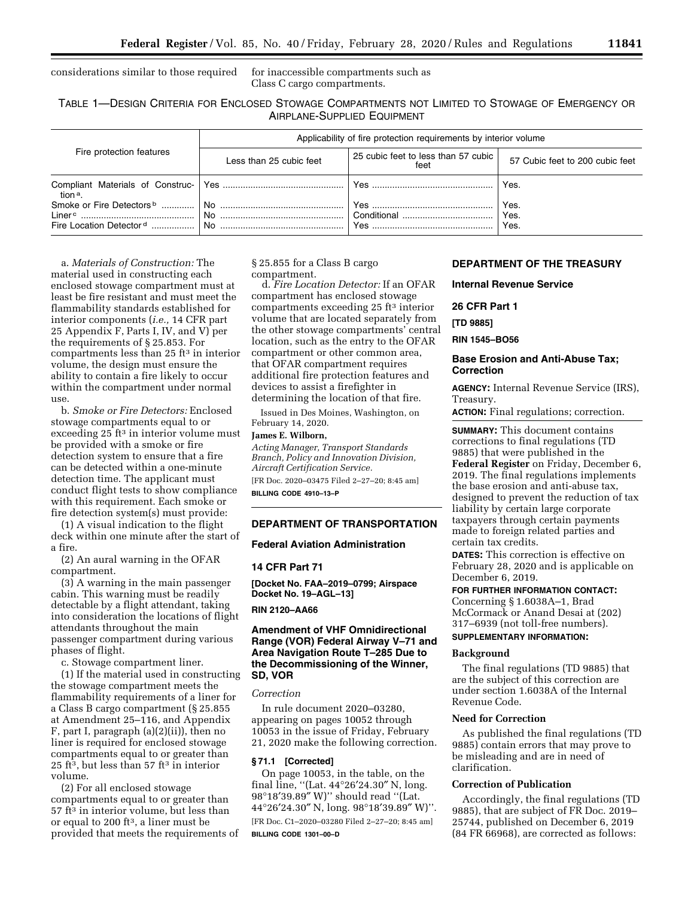considerations similar to those required for inaccessible compartments such as Class C cargo compartments.

TABLE 1—DESIGN CRITERIA FOR ENCLOSED STOWAGE COMPARTMENTS NOT LIMITED TO STOWAGE OF EMERGENCY OR AIRPLANE-SUPPLIED EQUIPMENT

| Fire protection features | Applicability of fire protection requirements by interior volume | | |
|---|---|---|---|
| | Less than 25 cubic feet | 25 cubic feet to less than 57 cubic feet | 57 Cubic feet to 200 cubic feet |
| Compliant Materials of Construction [a]. | Yes | Yes | Yes. |
| Smoke or Fire Detectors [b] | No | Yes | Yes. |
| Liner [c] | No | Conditional | Yes. |
| Fire Location Detector [d] | No | Yes | Yes. |

a. *Materials of Construction:* The material used in constructing each enclosed stowage compartment must at least be fire resistant and must meet the flammability standards established for interior components (*i.e.,* 14 CFR part 25 Appendix F, Parts I, IV, and V) per the requirements of § 25.853. For compartments less than 25 ft$^3$ in interior volume, the design must ensure the ability to contain a fire likely to occur within the compartment under normal use.

b. *Smoke or Fire Detectors:* Enclosed stowage compartments equal to or exceeding 25 ft$^3$ in interior volume must be provided with a smoke or fire detection system to ensure that a fire can be detected within a one-minute detection time. The applicant must conduct flight tests to show compliance with this requirement. Each smoke or fire detection system(s) must provide:

(1) A visual indication to the flight deck within one minute after the start of a fire.

(2) An aural warning in the OFAR compartment.

(3) A warning in the main passenger cabin. This warning must be readily detectable by a flight attendant, taking into consideration the locations of flight attendants throughout the main passenger compartment during various phases of flight.

c. Stowage compartment liner.

(1) If the material used in constructing the stowage compartment meets the flammability requirements of a liner for a Class B cargo compartment (§ 25.855 at Amendment 25–116, and Appendix F, part I, paragraph (a)(2)(ii)), then no liner is required for enclosed stowage compartments equal to or greater than 25 ft$^3$, but less than 57 ft$^3$ in interior volume.

(2) For all enclosed stowage compartments equal to or greater than 57 ft$^3$ in interior volume, but less than or equal to 200 ft$^3$, a liner must be provided that meets the requirements of § 25.855 for a Class B cargo compartment.

d. *Fire Location Detector:* If an OFAR compartment has enclosed stowage compartments exceeding 25 ft$^3$ interior volume that are located separately from the other stowage compartments' central location, such as the entry to the OFAR compartment or other common area, that OFAR compartment requires additional fire protection features and devices to assist a firefighter in determining the location of that fire.

Issued in Des Moines, Washington, on February 14, 2020.

**James E. Wilborn,**

*Acting Manager, Transport Standards Branch, Policy and Innovation Division, Aircraft Certification Service.*

[FR Doc. 2020–03475 Filed 2–27–20; 8:45 am]

**BILLING CODE 4910–13–P**

## DEPARTMENT OF TRANSPORTATION

### Federal Aviation Administration

### 14 CFR Part 71

**[Docket No. FAA–2019–0799; Airspace Docket No. 19–AGL–13]**

**RIN 2120–AA66**

### Amendment of VHF Omnidirectional Range (VOR) Federal Airway V–71 and Area Navigation Route T–285 Due to the Decommissioning of the Winner, SD, VOR

*Correction*

In rule document 2020–03280, appearing on pages 10052 through 10053 in the issue of Friday, February 21, 2020 make the following correction.

**§ 71.1 [Corrected]**

On page 10053, in the table, on the final line, ''(Lat. 44°26′24.30″ N, long. 98°18′39.89″ W)'' should read ''(Lat. 44°26′24.30″ N, long. 98°18′39.89″ W)''.

[FR Doc. C1–2020–03280 Filed 2–27–20; 8:45 am]

**BILLING CODE 1301–00–D**

## DEPARTMENT OF THE TREASURY

### Internal Revenue Service

### 26 CFR Part 1

**[TD 9885]**

**RIN 1545–BO56**

### Base Erosion and Anti-Abuse Tax; Correction

**AGENCY:** Internal Revenue Service (IRS), Treasury.

**ACTION:** Final regulations; correction.

**SUMMARY:** This document contains corrections to final regulations (TD 9885) that were published in the **Federal Register** on Friday, December 6, 2019. The final regulations implements the base erosion and anti-abuse tax, designed to prevent the reduction of tax liability by certain large corporate taxpayers through certain payments made to foreign related parties and certain tax credits.

**DATES:** This correction is effective on February 28, 2020 and is applicable on December 6, 2019.

**FOR FURTHER INFORMATION CONTACT:** Concerning § 1.6038A–1, Brad McCormack or Anand Desai at (202) 317–6939 (not toll-free numbers).

**SUPPLEMENTARY INFORMATION:**

#### Background

The final regulations (TD 9885) that are the subject of this correction are under section 1.6038A of the Internal Revenue Code.

#### Need for Correction

As published the final regulations (TD 9885) contain errors that may prove to be misleading and are in need of clarification.

#### Correction of Publication

Accordingly, the final regulations (TD 9885), that are subject of FR Doc. 2019–25744, published on December 6, 2019 (84 FR 66968), are corrected as follows: